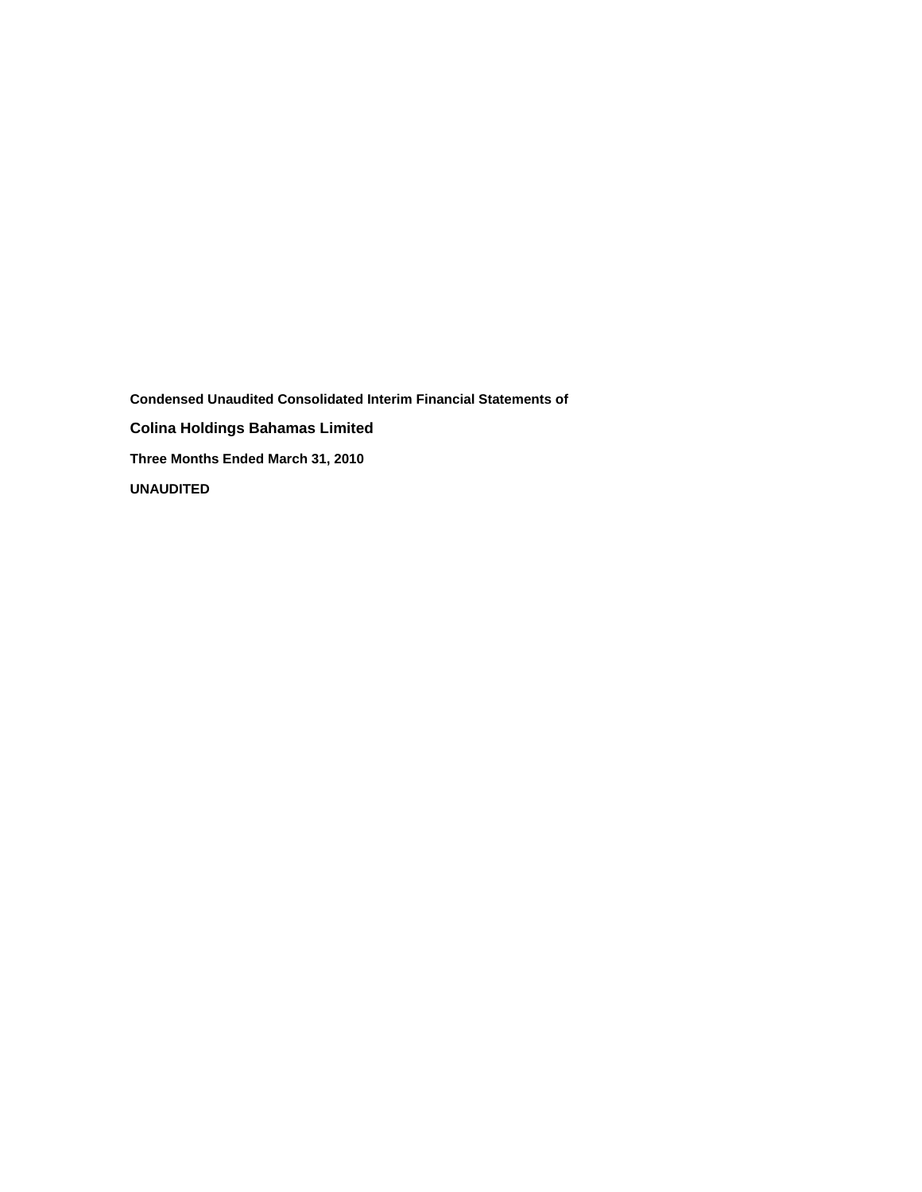**Condensed Unaudited Consolidated Interim Financial Statements of**

# Colina Holdings Bahamas Limited

**Three Months Ended March 31, 2010**

**UNAUDITED**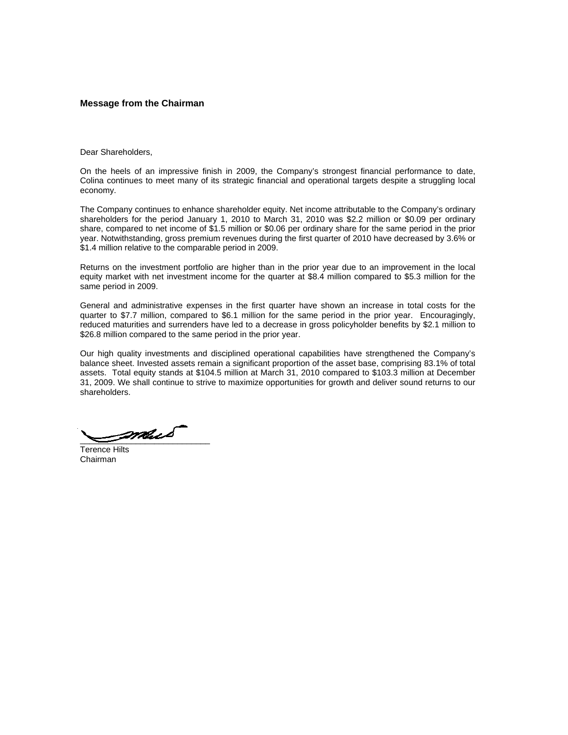## Message from the Chairman

Dear Shareholders,

On the heels of an impressive finish in 2009, the Company's strongest financial performance to date, Colina continues to meet many of its strategic financial and operational targets despite a struggling local economy.

The Company continues to enhance shareholder equity. Net income attributable to the Company's ordinary shareholders for the period January 1, 2010 to March 31, 2010 was $2.2 million or $0.09 per ordinary share, compared to net income of $1.5 million or $0.06 per ordinary share for the same period in the prior year. Notwithstanding, gross premium revenues during the first quarter of 2010 have decreased by 3.6% or $1.4 million relative to the comparable period in 2009.

Returns on the investment portfolio are higher than in the prior year due to an improvement in the local equity market with net investment income for the quarter at $8.4 million compared to $5.3 million for the same period in 2009.

General and administrative expenses in the first quarter have shown an increase in total costs for the quarter to $7.7 million, compared to $6.1 million for the same period in the prior year. Encouragingly, reduced maturities and surrenders have led to a decrease in gross policyholder benefits by $2.1 million to $26.8 million compared to the same period in the prior year.

Our high quality investments and disciplined operational capabilities have strengthened the Company's balance sheet. Invested assets remain a significant proportion of the asset base, comprising 83.1% of total assets. Total equity stands at $104.5 million at March 31, 2010 compared to $103.3 million at December 31, 2009. We shall continue to strive to maximize opportunities for growth and deliver sound returns to our shareholders.

Terence Hilts
Chairman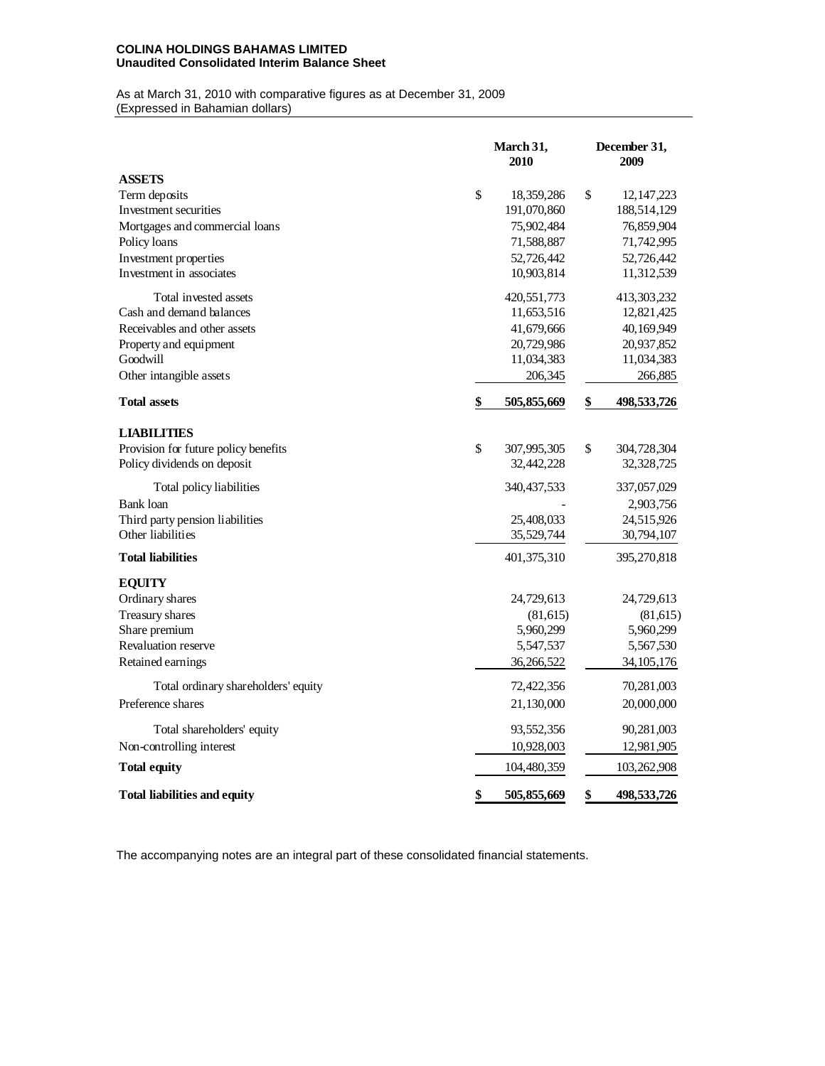**COLINA HOLDINGS BAHAMAS LIMITED**
**Unaudited Consolidated Interim Balance Sheet**

As at March 31, 2010 with comparative figures as at December 31, 2009
(Expressed in Bahamian dollars)

| | March 31, 2010 | December 31, 2009 |
|---|---|---|
| **ASSETS** | | |
| Term deposits | $ 18,359,286 | $ 12,147,223 |
| Investment securities | 191,070,860 | 188,514,129 |
| Mortgages and commercial loans | 75,902,484 | 76,859,904 |
| Policy loans | 71,588,887 | 71,742,995 |
| Investment properties | 52,726,442 | 52,726,442 |
| Investment in associates | 10,903,814 | 11,312,539 |
| Total invested assets | 420,551,773 | 413,303,232 |
| Cash and demand balances | 11,653,516 | 12,821,425 |
| Receivables and other assets | 41,679,666 | 40,169,949 |
| Property and equipment | 20,729,986 | 20,937,852 |
| Goodwill | 11,034,383 | 11,034,383 |
| Other intangible assets | 206,345 | 266,885 |
| **Total assets** | **$ 505,855,669** | **$ 498,533,726** |
| **LIABILITIES** | | |
| Provision for future policy benefits | $ 307,995,305 | $ 304,728,304 |
| Policy dividends on deposit | 32,442,228 | 32,328,725 |
| Total policy liabilities | 340,437,533 | 337,057,029 |
| Bank loan | - | 2,903,756 |
| Third party pension liabilities | 25,408,033 | 24,515,926 |
| Other liabilities | 35,529,744 | 30,794,107 |
| **Total liabilities** | 401,375,310 | 395,270,818 |
| **EQUITY** | | |
| Ordinary shares | 24,729,613 | 24,729,613 |
| Treasury shares | (81,615) | (81,615) |
| Share premium | 5,960,299 | 5,960,299 |
| Revaluation reserve | 5,547,537 | 5,567,530 |
| Retained earnings | 36,266,522 | 34,105,176 |
| Total ordinary shareholders' equity | 72,422,356 | 70,281,003 |
| Preference shares | 21,130,000 | 20,000,000 |
| Total shareholders' equity | 93,552,356 | 90,281,003 |
| Non-controlling interest | 10,928,003 | 12,981,905 |
| **Total equity** | 104,480,359 | 103,262,908 |
| **Total liabilities and equity** | **$ 505,855,669** | **$ 498,533,726** |

The accompanying notes are an integral part of these consolidated financial statements.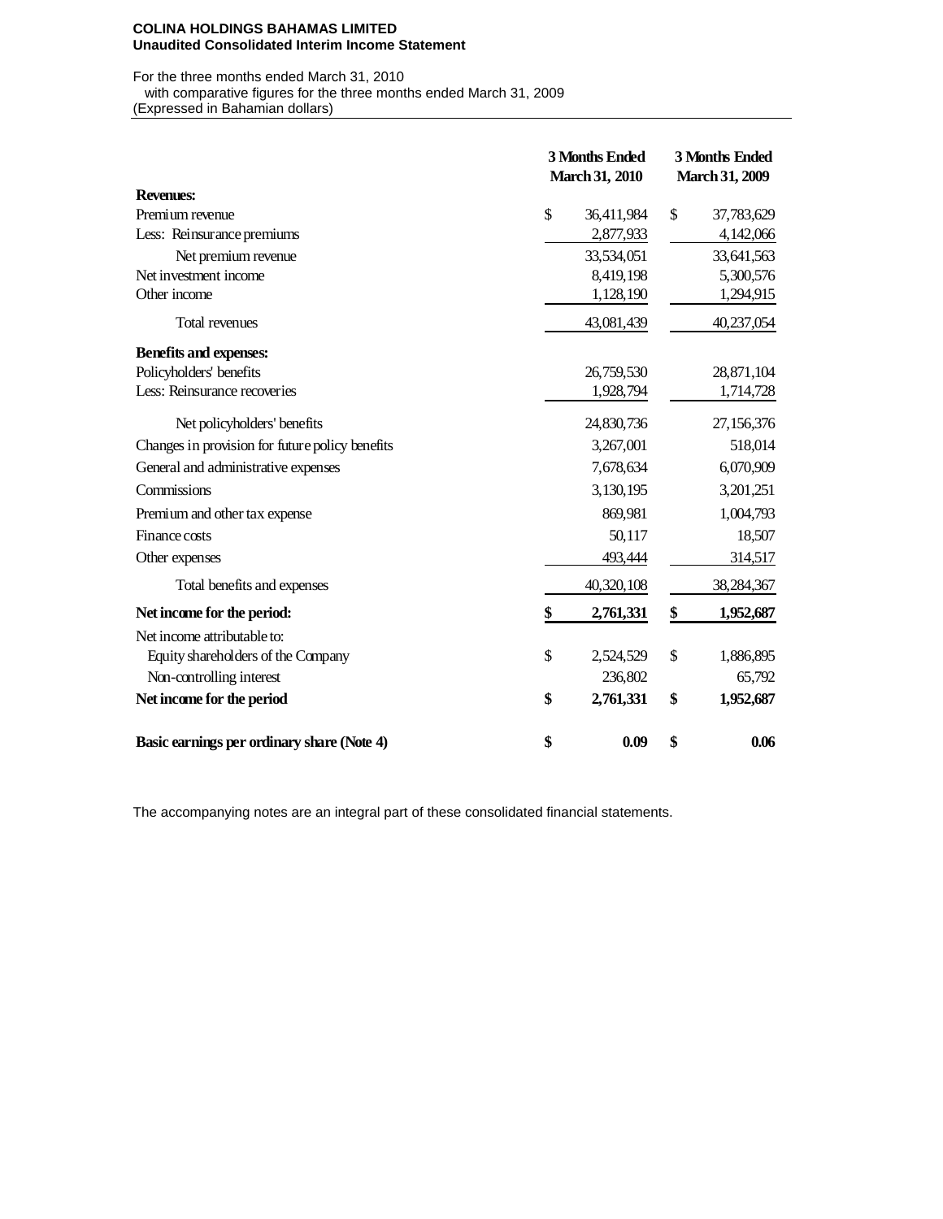**COLINA HOLDINGS BAHAMAS LIMITED**
**Unaudited Consolidated Interim Income Statement**

For the three months ended March 31, 2010
with comparative figures for the three months ended March 31, 2009
(Expressed in Bahamian dollars)

| | 3 Months Ended March 31, 2010 | 3 Months Ended March 31, 2009 |
|---|---|---|
| **Revenues:** | | |
| Premium revenue | $ 36,411,984 | $ 37,783,629 |
| Less: Reinsurance premiums | 2,877,933 | 4,142,066 |
| Net premium revenue | 33,534,051 | 33,641,563 |
| Net investment income | 8,419,198 | 5,300,576 |
| Other income | 1,128,190 | 1,294,915 |
| Total revenues | 43,081,439 | 40,237,054 |
| **Benefits and expenses:** | | |
| Policyholders' benefits | 26,759,530 | 28,871,104 |
| Less: Reinsurance recoveries | 1,928,794 | 1,714,728 |
| Net policyholders' benefits | 24,830,736 | 27,156,376 |
| Changes in provision for future policy benefits | 3,267,001 | 518,014 |
| General and administrative expenses | 7,678,634 | 6,070,909 |
| Commissions | 3,130,195 | 3,201,251 |
| Premium and other tax expense | 869,981 | 1,004,793 |
| Finance costs | 50,117 | 18,507 |
| Other expenses | 493,444 | 314,517 |
| Total benefits and expenses | 40,320,108 | 38,284,367 |
| **Net income for the period:** | **$ 2,761,331** | **$ 1,952,687** |
| Net income attributable to: | | |
| Equity shareholders of the Company | $ 2,524,529 | $ 1,886,895 |
| Non-controlling interest | 236,802 | 65,792 |
| **Net income for the period** | **$ 2,761,331** | **$ 1,952,687** |
| **Basic earnings per ordinary share (Note 4)** | **$ 0.09** | **$ 0.06** |

The accompanying notes are an integral part of these consolidated financial statements.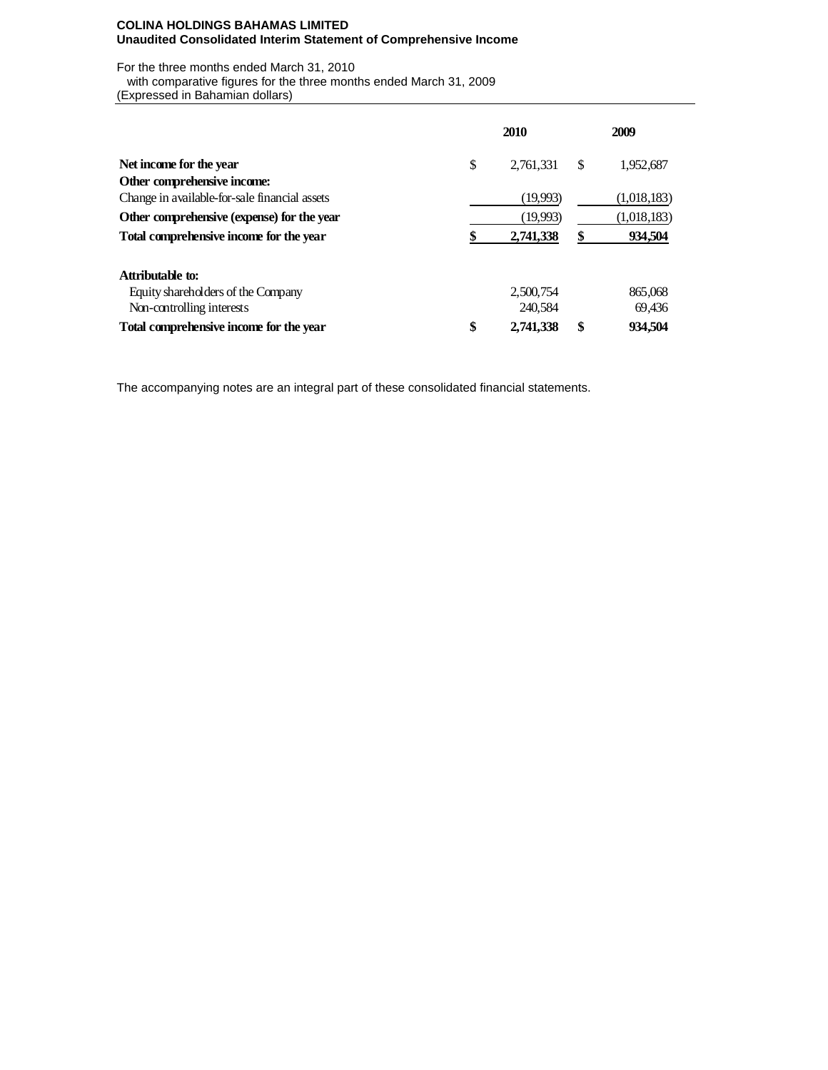**COLINA HOLDINGS BAHAMAS LIMITED**
**Unaudited Consolidated Interim Statement of Comprehensive Income**

For the three months ended March 31, 2010
with comparative figures for the three months ended March 31, 2009
(Expressed in Bahamian dollars)

| | | 2010 | | 2009 |
|---|---|---|---|---|
| **Net income for the year** | $ | 2,761,331 | $ | 1,952,687 |
| **Other comprehensive income:** | | | | |
| Change in available-for-sale financial assets | | (19,993) | | (1,018,183) |
| **Other comprehensive (expense) for the year** | | (19,993) | | (1,018,183) |
| **Total comprehensive income for the year** | **$** | **2,741,338** | **$** | **934,504** |
| | | | | |
| **Attributable to:** | | | | |
| Equity shareholders of the Company | | 2,500,754 | | 865,068 |
| Non-controlling interests | | 240,584 | | 69,436 |
| **Total comprehensive income for the year** | **$** | **2,741,338** | **$** | **934,504** |

The accompanying notes are an integral part of these consolidated financial statements.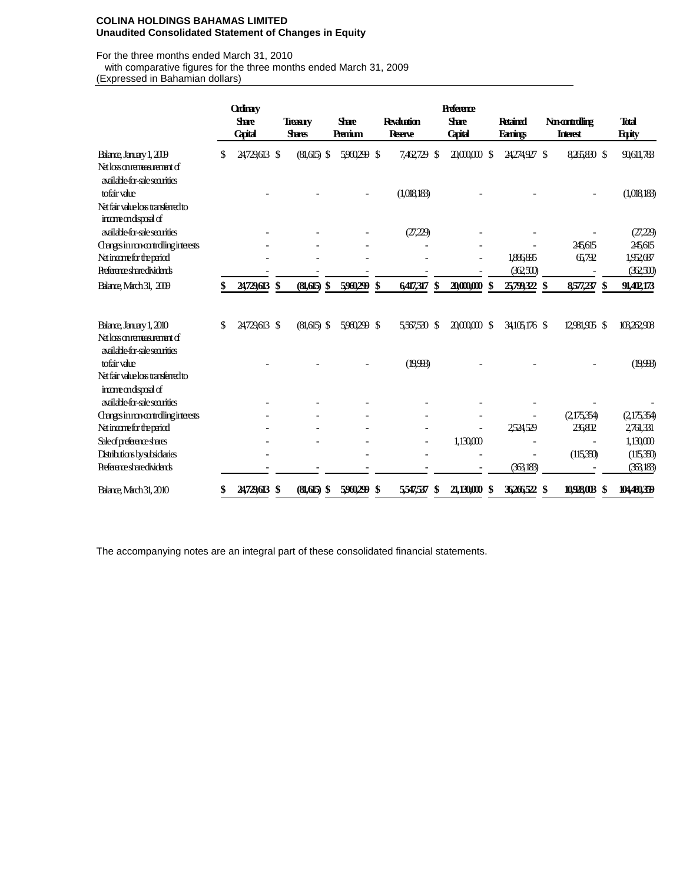**COLINA HOLDINGS BAHAMAS LIMITED**
**Unaudited Consolidated Statement of Changes in Equity**

For the three months ended March 31, 2010
with comparative figures for the three months ended March 31, 2009
(Expressed in Bahamian dollars)

| | Ordinary Share Capital | Treasury Shares | Share Premium | Revaluation Reserve | Preference Share Capital | Retained Earnings | Non-controlling Interest | Total Equity |
|---|---|---|---|---|---|---|---|---|
| Balance, January 1, 2009 | $ 24,729,613 | $ (81,615) | $ 5,960,299 | $ 7,462,729 | $ 20,000,000 | $ 24,274,927 | $ 8,265,830 | $ 90,611,783 |
| Net loss on remeasurement of available-for-sale securities to fair value | - | - | - | (1,018,183) | - | - | - | (1,018,183) |
| Net fair value loss transferred to income on disposal of available-for-sale securities | - | - | - | (27,229) | - | - | - | (27,229) |
| Changes in non-controlling interests | - | - | - | - | - | - | 245,615 | 245,615 |
| Net income for the period | - | - | - | - | - | 1,886,895 | 65,792 | 1,952,687 |
| Preference share dividends | - | - | - | - | - | (362,500) | - | (362,500) |
| **Balance, March 31, 2009** | **$ 24,729,613** | **$ (81,615)** | **$ 5,960,299** | **$ 6,417,317** | **$ 20,000,000** | **$ 25,799,322** | **$ 8,577,237** | **$ 91,402,173** |
| | | | | | | | | |
| Balance, January 1, 2010 | $ 24,729,613 | $ (81,615) | $ 5,960,299 | $ 5,567,530 | $ 20,000,000 | $ 34,105,176 | $ 12,981,905 | $ 103,262,908 |
| Net loss on remeasurement of available-for-sale securities to fair value | - | - | - | (19,993) | - | - | - | (19,993) |
| Net fair value loss transferred to income on disposal of available-for-sale securities | - | - | - | - | - | - | - | - |
| Changes in non-controlling interests | - | - | - | - | - | - | (2,175,354) | (2,175,354) |
| Net income for the period | - | - | - | - | - | 2,524,529 | 236,802 | 2,761,331 |
| Sale of preference shares | - | - | - | - | 1,130,000 | - | - | 1,130,000 |
| Distributions by subsidiaries | - | | - | - | - | - | (115,350) | (115,350) |
| Preference share dividends | - | - | - | - | - | (363,183) | - | (363,183) |
| **Balance, March 31, 2010** | **$ 24,729,613** | **$ (81,615)** | **$ 5,960,299** | **$ 5,547,537** | **$ 21,130,000** | **$ 36,266,522** | **$ 10,928,003** | **$ 104,480,359** |

The accompanying notes are an integral part of these consolidated financial statements.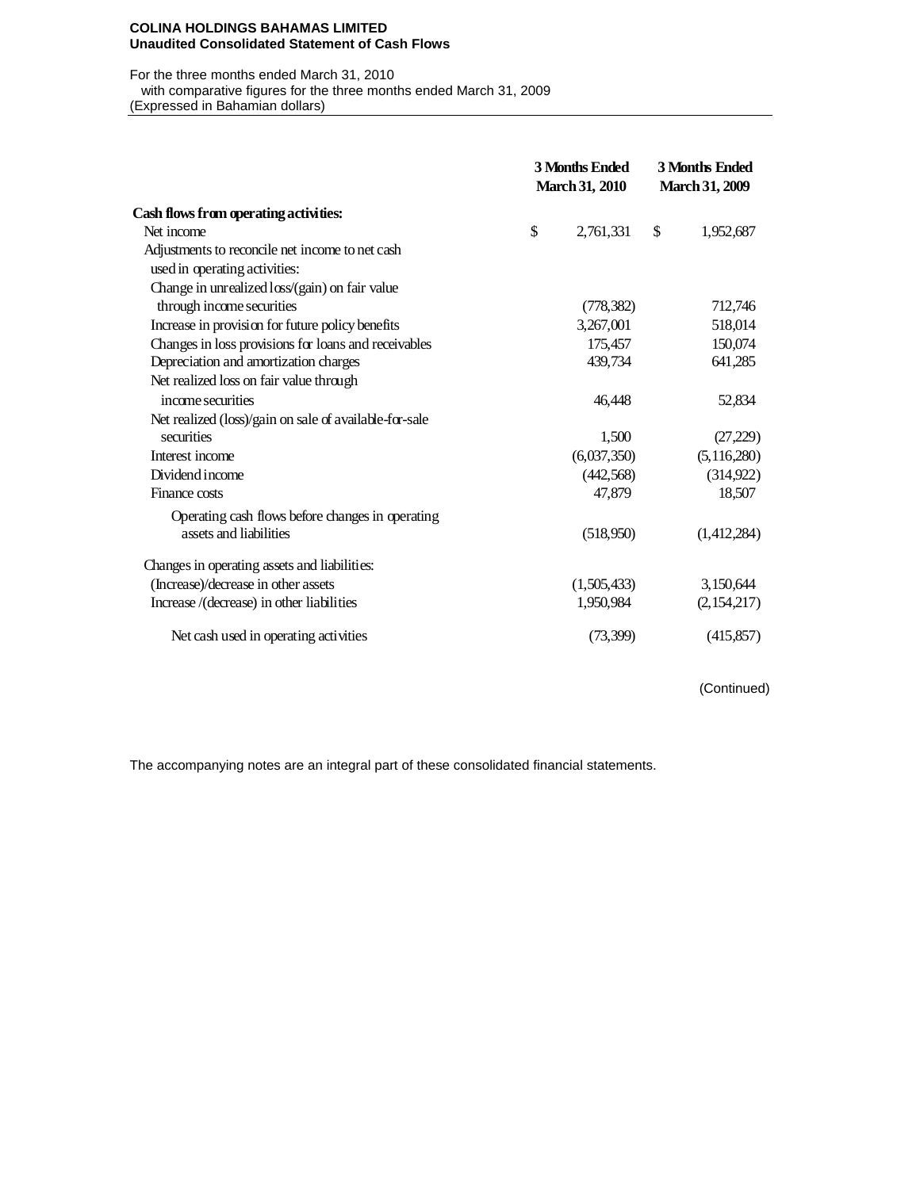**COLINA HOLDINGS BAHAMAS LIMITED**
**Unaudited Consolidated Statement of Cash Flows**

For the three months ended March 31, 2010
with comparative figures for the three months ended March 31, 2009
(Expressed in Bahamian dollars)

| | 3 Months Ended March 31, 2010 | 3 Months Ended March 31, 2009 |
|---|---|---|
| **Cash flows from operating activities:** | | |
| Net income | $ 2,761,331 | $ 1,952,687 |
| Adjustments to reconcile net income to net cash used in operating activities: | | |
| Change in unrealized loss/(gain) on fair value through income securities | (778,382) | 712,746 |
| Increase in provision for future policy benefits | 3,267,001 | 518,014 |
| Changes in loss provisions for loans and receivables | 175,457 | 150,074 |
| Depreciation and amortization charges | 439,734 | 641,285 |
| Net realized loss on fair value through income securities | 46,448 | 52,834 |
| Net realized (loss)/gain on sale of available-for-sale securities | 1,500 | (27,229) |
| Interest income | (6,037,350) | (5,116,280) |
| Dividend income | (442,568) | (314,922) |
| Finance costs | 47,879 | 18,507 |
| Operating cash flows before changes in operating assets and liabilities | (518,950) | (1,412,284) |
| Changes in operating assets and liabilities: | | |
| (Increase)/decrease in other assets | (1,505,433) | 3,150,644 |
| Increase /(decrease) in other liabilities | 1,950,984 | (2,154,217) |
| Net cash used in operating activities | (73,399) | (415,857) |

(Continued)

The accompanying notes are an integral part of these consolidated financial statements.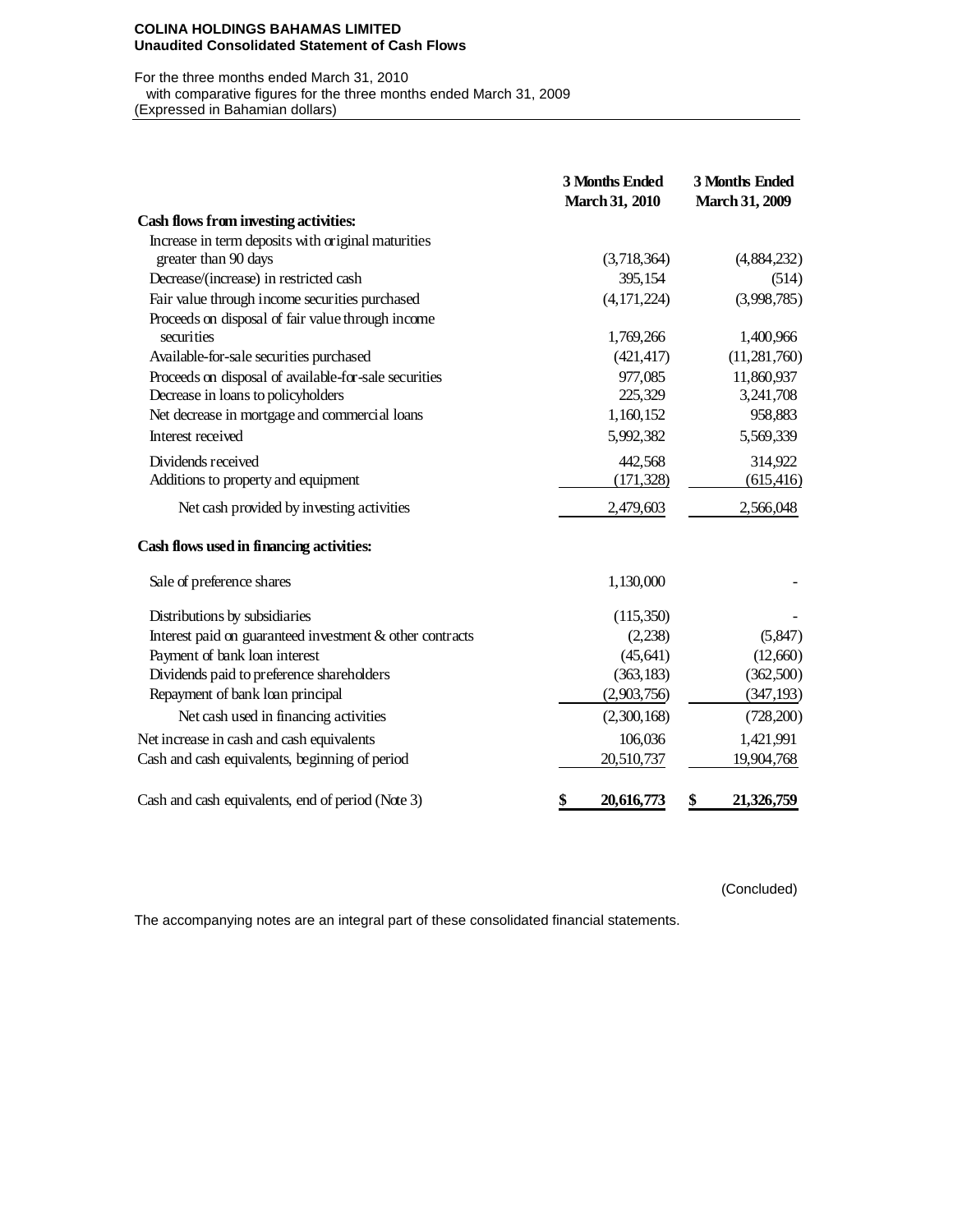**COLINA HOLDINGS BAHAMAS LIMITED**
**Unaudited Consolidated Statement of Cash Flows**

For the three months ended March 31, 2010
with comparative figures for the three months ended March 31, 2009
(Expressed in Bahamian dollars)

| | 3 Months Ended March 31, 2010 | 3 Months Ended March 31, 2009 |
|---|---|---|
| **Cash flows from investing activities:** | | |
| Increase in term deposits with original maturities greater than 90 days | (3,718,364) | (4,884,232) |
| Decrease/(increase) in restricted cash | 395,154 | (514) |
| Fair value through income securities purchased | (4,171,224) | (3,998,785) |
| Proceeds on disposal of fair value through income securities | 1,769,266 | 1,400,966 |
| Available-for-sale securities purchased | (421,417) | (11,281,760) |
| Proceeds on disposal of available-for-sale securities | 977,085 | 11,860,937 |
| Decrease in loans to policyholders | 225,329 | 3,241,708 |
| Net decrease in mortgage and commercial loans | 1,160,152 | 958,883 |
| Interest received | 5,992,382 | 5,569,339 |
| Dividends received | 442,568 | 314,922 |
| Additions to property and equipment | (171,328) | (615,416) |
| Net cash provided by investing activities | 2,479,603 | 2,566,048 |
| **Cash flows used in financing activities:** | | |
| Sale of preference shares | 1,130,000 | - |
| Distributions by subsidiaries | (115,350) | - |
| Interest paid on guaranteed investment & other contracts | (2,238) | (5,847) |
| Payment of bank loan interest | (45,641) | (12,660) |
| Dividends paid to preference shareholders | (363,183) | (362,500) |
| Repayment of bank loan principal | (2,903,756) | (347,193) |
| Net cash used in financing activities | (2,300,168) | (728,200) |
| Net increase in cash and cash equivalents | 106,036 | 1,421,991 |
| Cash and cash equivalents, beginning of period | 20,510,737 | 19,904,768 |
| Cash and cash equivalents, end of period (Note 3) | **$ 20,616,773** | **$ 21,326,759** |

(Concluded)

The accompanying notes are an integral part of these consolidated financial statements.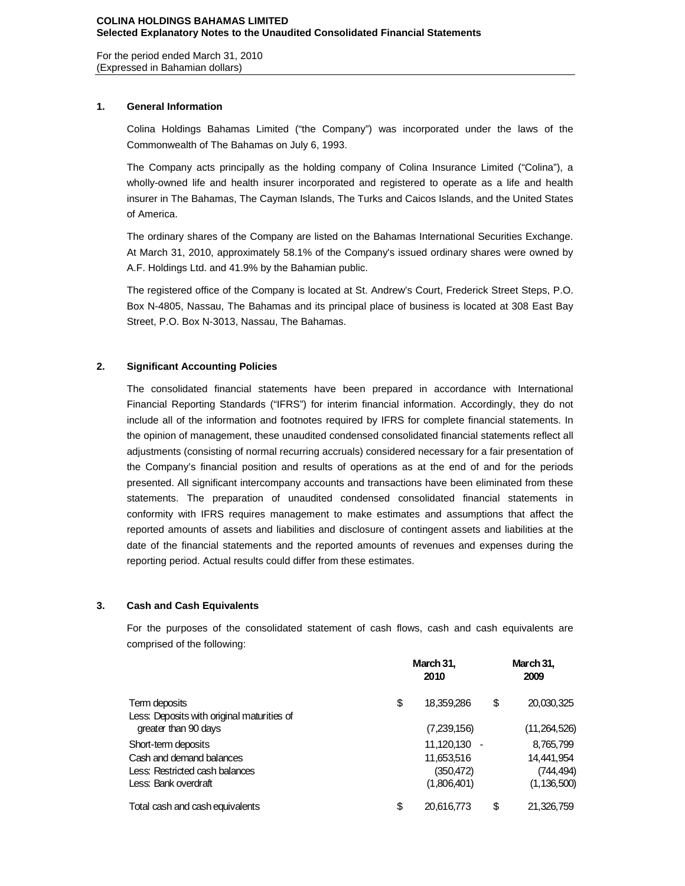**COLINA HOLDINGS BAHAMAS LIMITED**
**Selected Explanatory Notes to the Unaudited Consolidated Financial Statements**

For the period ended March 31, 2010
(Expressed in Bahamian dollars)

## 1. General Information

Colina Holdings Bahamas Limited ("the Company") was incorporated under the laws of the Commonwealth of The Bahamas on July 6, 1993.

The Company acts principally as the holding company of Colina Insurance Limited ("Colina"), a wholly-owned life and health insurer incorporated and registered to operate as a life and health insurer in The Bahamas, The Cayman Islands, The Turks and Caicos Islands, and the United States of America.

The ordinary shares of the Company are listed on the Bahamas International Securities Exchange. At March 31, 2010, approximately 58.1% of the Company's issued ordinary shares were owned by A.F. Holdings Ltd. and 41.9% by the Bahamian public.

The registered office of the Company is located at St. Andrew's Court, Frederick Street Steps, P.O. Box N-4805, Nassau, The Bahamas and its principal place of business is located at 308 East Bay Street, P.O. Box N-3013, Nassau, The Bahamas.

## 2. Significant Accounting Policies

The consolidated financial statements have been prepared in accordance with International Financial Reporting Standards ("IFRS") for interim financial information. Accordingly, they do not include all of the information and footnotes required by IFRS for complete financial statements. In the opinion of management, these unaudited condensed consolidated financial statements reflect all adjustments (consisting of normal recurring accruals) considered necessary for a fair presentation of the Company's financial position and results of operations as at the end of and for the periods presented. All significant intercompany accounts and transactions have been eliminated from these statements. The preparation of unaudited condensed consolidated financial statements in conformity with IFRS requires management to make estimates and assumptions that affect the reported amounts of assets and liabilities and disclosure of contingent assets and liabilities at the date of the financial statements and the reported amounts of revenues and expenses during the reporting period. Actual results could differ from these estimates.

## 3. Cash and Cash Equivalents

For the purposes of the consolidated statement of cash flows, cash and cash equivalents are comprised of the following:

| | March 31, 2010 | March 31, 2009 |
|---|---|---|
| Term deposits | $ 18,359,286 | $ 20,030,325 |
| Less: Deposits with original maturities of greater than 90 days | (7,239,156) | (11,264,526) |
| Short-term deposits | 11,120,130 | 8,765,799 |
| Cash and demand balances | 11,653,516 | 14,441,954 |
| Less: Restricted cash balances | (350,472) | (744,494) |
| Less: Bank overdraft | (1,806,401) | (1,136,500) |
| Total cash and cash equivalents | $ 20,616,773 | $ 21,326,759 |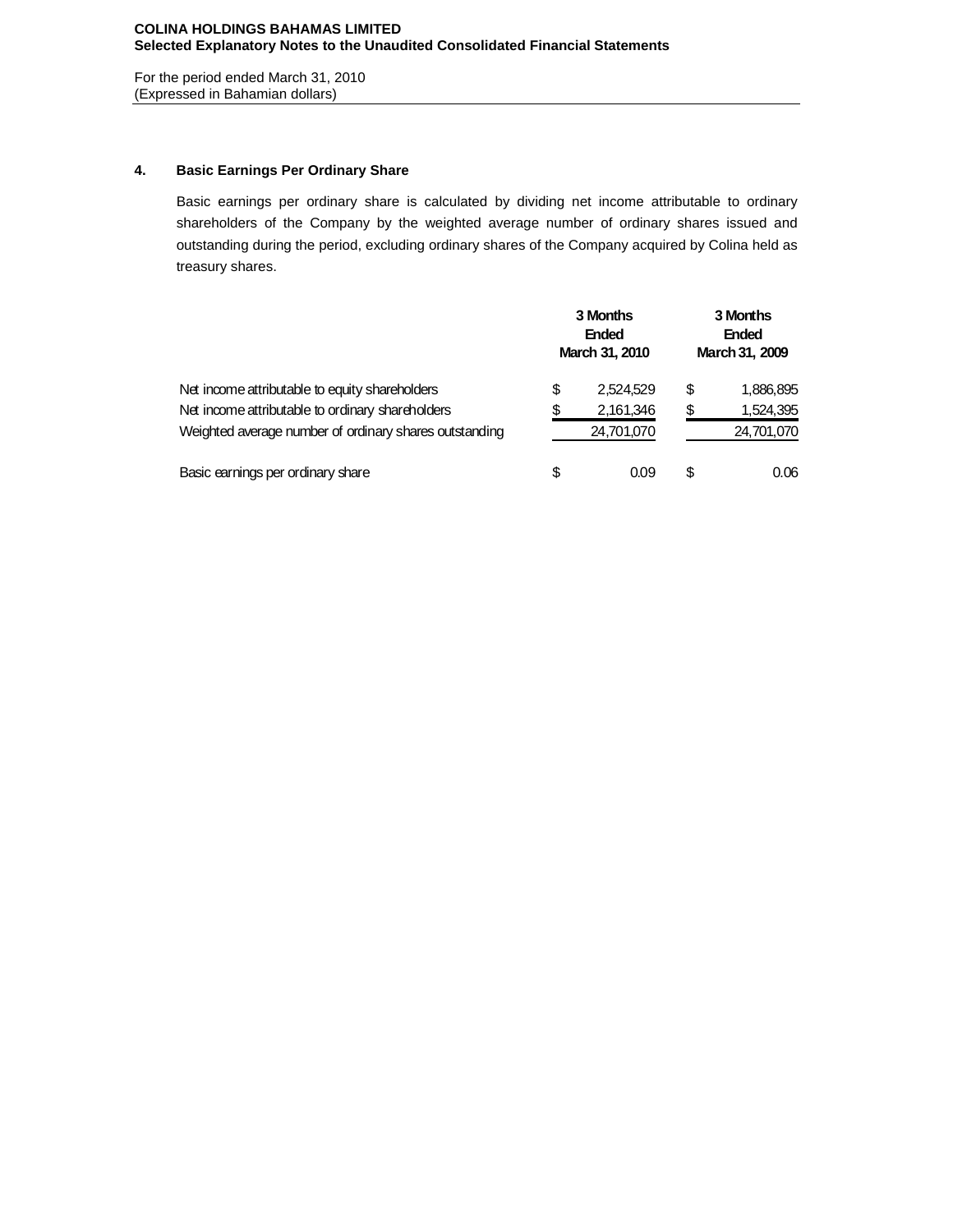**COLINA HOLDINGS BAHAMAS LIMITED**
**Selected Explanatory Notes to the Unaudited Consolidated Financial Statements**

For the period ended March 31, 2010
(Expressed in Bahamian dollars)

## 4. Basic Earnings Per Ordinary Share

Basic earnings per ordinary share is calculated by dividing net income attributable to ordinary shareholders of the Company by the weighted average number of ordinary shares issued and outstanding during the period, excluding ordinary shares of the Company acquired by Colina held as treasury shares.

| | 3 Months Ended March 31, 2010 | 3 Months Ended March 31, 2009 |
|---|---|---|
| Net income attributable to equity shareholders | $ 2,524,529 | $ 1,886,895 |
| Net income attributable to ordinary shareholders | $ 2,161,346 | $ 1,524,395 |
| Weighted average number of ordinary shares outstanding | 24,701,070 | 24,701,070 |
| Basic earnings per ordinary share | $ 0.09 | $ 0.06 |